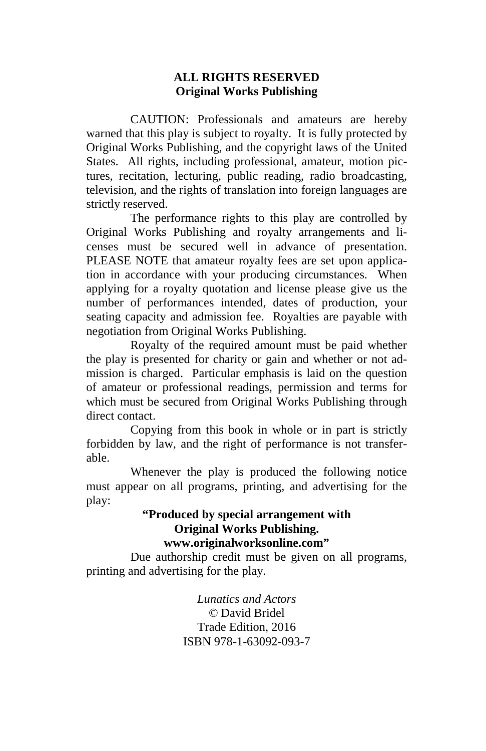**ALL RIGHTS RESERVED**
**Original Works Publishing**

CAUTION: Professionals and amateurs are hereby warned that this play is subject to royalty. It is fully protected by Original Works Publishing, and the copyright laws of the United States. All rights, including professional, amateur, motion pictures, recitation, lecturing, public reading, radio broadcasting, television, and the rights of translation into foreign languages are strictly reserved.

The performance rights to this play are controlled by Original Works Publishing and royalty arrangements and licenses must be secured well in advance of presentation. PLEASE NOTE that amateur royalty fees are set upon application in accordance with your producing circumstances. When applying for a royalty quotation and license please give us the number of performances intended, dates of production, your seating capacity and admission fee. Royalties are payable with negotiation from Original Works Publishing.

Royalty of the required amount must be paid whether the play is presented for charity or gain and whether or not admission is charged. Particular emphasis is laid on the question of amateur or professional readings, permission and terms for which must be secured from Original Works Publishing through direct contact.

Copying from this book in whole or in part is strictly forbidden by law, and the right of performance is not transferable.

Whenever the play is produced the following notice must appear on all programs, printing, and advertising for the play:

**"Produced by special arrangement with**
**Original Works Publishing.**
**www.originalworksonline.com"**

Due authorship credit must be given on all programs, printing and advertising for the play.

*Lunatics and Actors*
© David Bridel
Trade Edition, 2016
ISBN 978-1-63092-093-7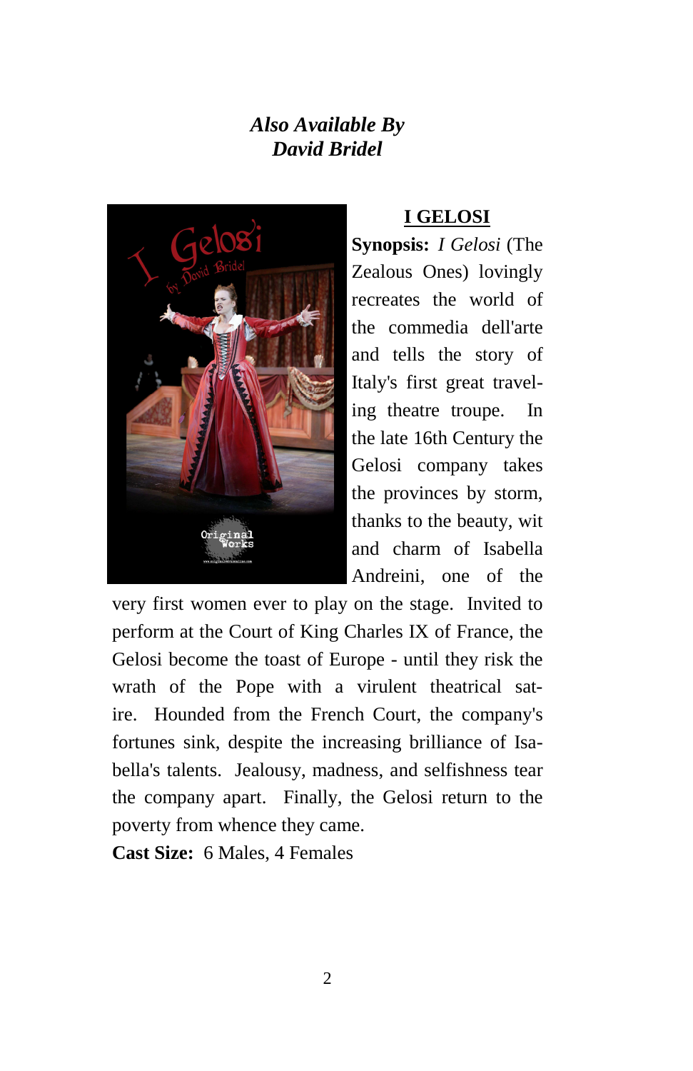## *Also Available By David Bridel*

**I GELOSI**

**Synopsis:** *I Gelosi* (The Zealous Ones) lovingly recreates the world of the commedia dell'arte and tells the story of Italy's first great traveling theatre troupe. In the late 16th Century the Gelosi company takes the provinces by storm, thanks to the beauty, wit and charm of Isabella Andreini, one of the very first women ever to play on the stage. Invited to perform at the Court of King Charles IX of France, the Gelosi become the toast of Europe - until they risk the wrath of the Pope with a virulent theatrical satire. Hounded from the French Court, the company's fortunes sink, despite the increasing brilliance of Isabella's talents. Jealousy, madness, and selfishness tear the company apart. Finally, the Gelosi return to the poverty from whence they came.

**Cast Size:** 6 Males, 4 Females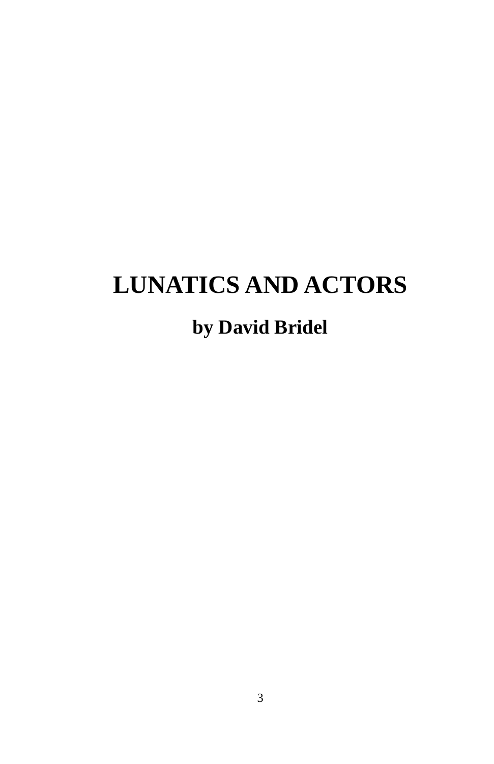# LUNATICS AND ACTORS

## by David Bridel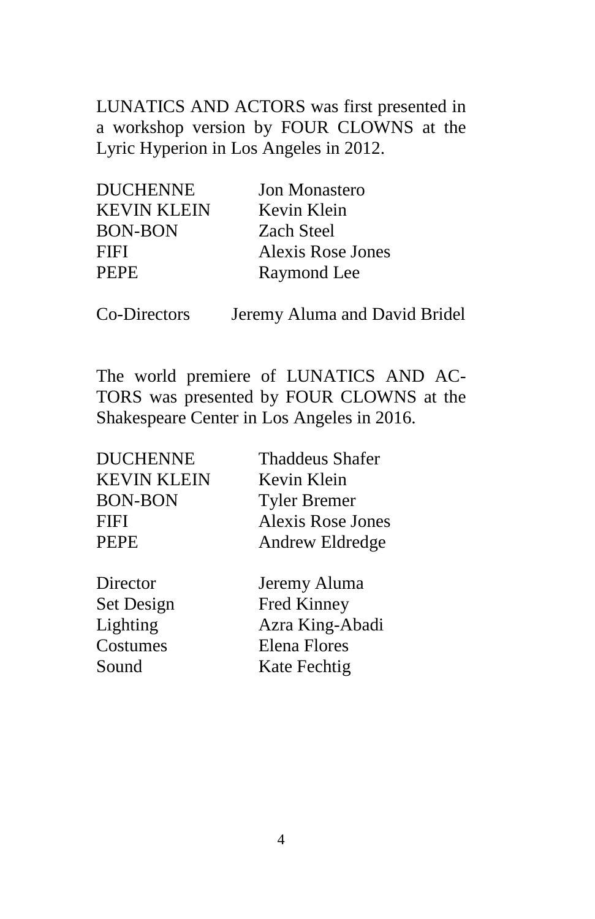LUNATICS AND ACTORS was first presented in a workshop version by FOUR CLOWNS at the Lyric Hyperion in Los Angeles in 2012.

| | |
|---|---|
| DUCHENNE | Jon Monastero |
| KEVIN KLEIN | Kevin Klein |
| BON-BON | Zach Steel |
| FIFI | Alexis Rose Jones |
| PEPE | Raymond Lee |

Co-Directors Jeremy Aluma and David Bridel

The world premiere of LUNATICS AND ACTORS was presented by FOUR CLOWNS at the Shakespeare Center in Los Angeles in 2016.

| | |
|---|---|
| DUCHENNE | Thaddeus Shafer |
| KEVIN KLEIN | Kevin Klein |
| BON-BON | Tyler Bremer |
| FIFI | Alexis Rose Jones |
| PEPE | Andrew Eldredge |

| | |
|---|---|
| Director | Jeremy Aluma |
| Set Design | Fred Kinney |
| Lighting | Azra King-Abadi |
| Costumes | Elena Flores |
| Sound | Kate Fechtig |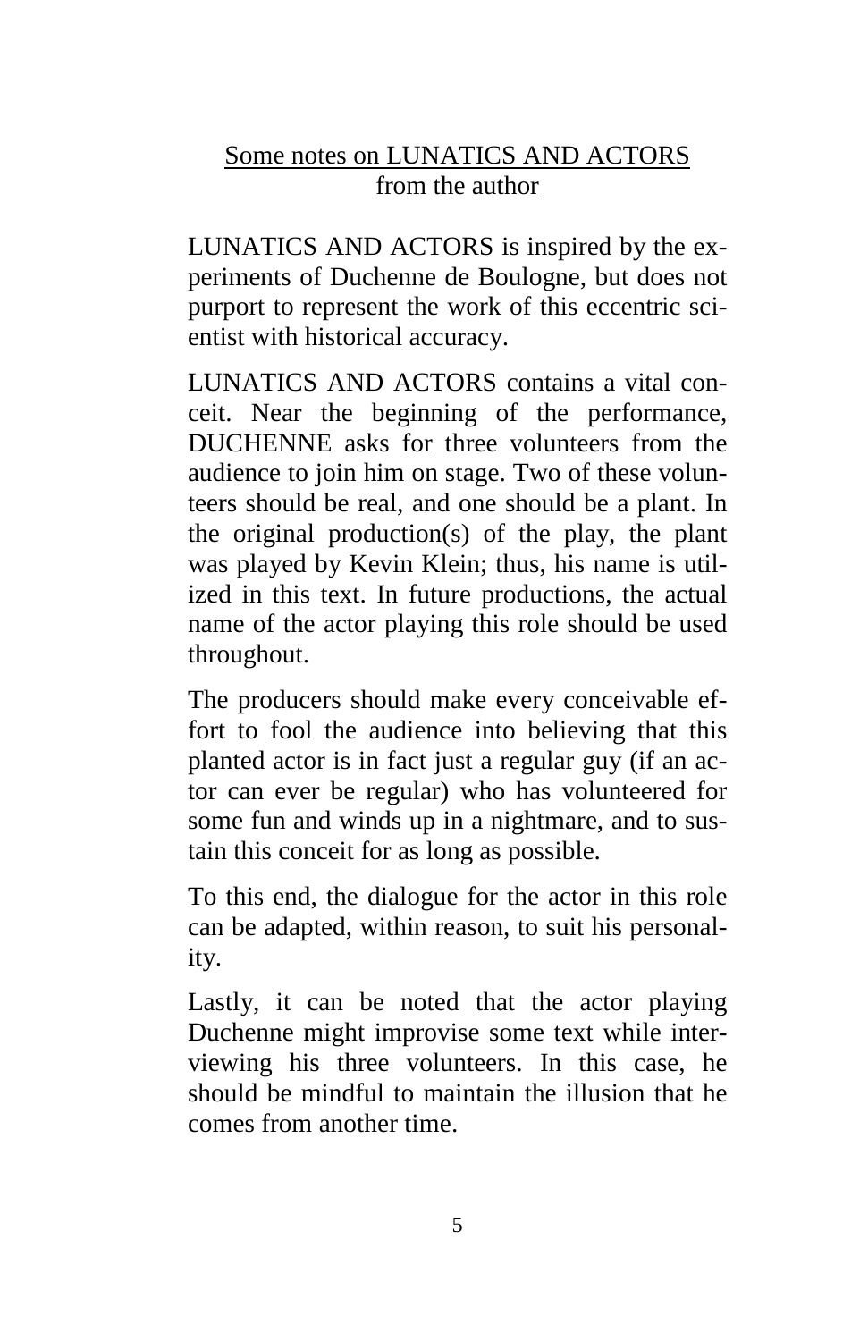## Some notes on LUNATICS AND ACTORS from the author

LUNATICS AND ACTORS is inspired by the experiments of Duchenne de Boulogne, but does not purport to represent the work of this eccentric scientist with historical accuracy.

LUNATICS AND ACTORS contains a vital conceit. Near the beginning of the performance, DUCHENNE asks for three volunteers from the audience to join him on stage. Two of these volunteers should be real, and one should be a plant. In the original production(s) of the play, the plant was played by Kevin Klein; thus, his name is utilized in this text. In future productions, the actual name of the actor playing this role should be used throughout.

The producers should make every conceivable effort to fool the audience into believing that this planted actor is in fact just a regular guy (if an actor can ever be regular) who has volunteered for some fun and winds up in a nightmare, and to sustain this conceit for as long as possible.

To this end, the dialogue for the actor in this role can be adapted, within reason, to suit his personality.

Lastly, it can be noted that the actor playing Duchenne might improvise some text while interviewing his three volunteers. In this case, he should be mindful to maintain the illusion that he comes from another time.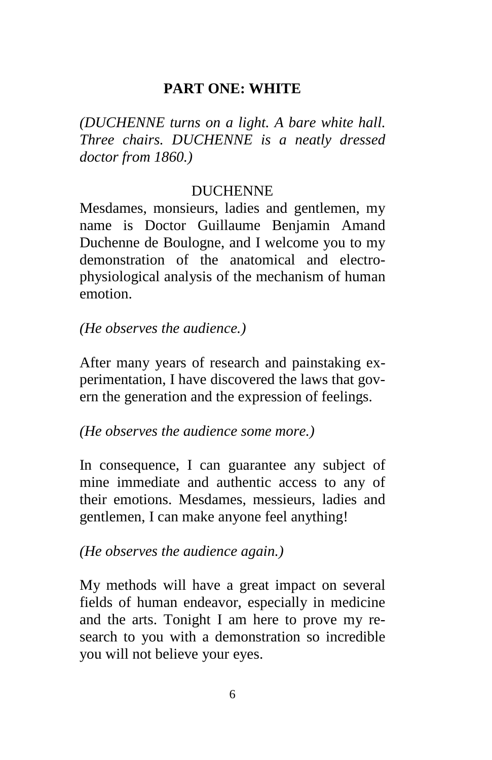## PART ONE: WHITE

*(DUCHENNE turns on a light. A bare white hall. Three chairs. DUCHENNE is a neatly dressed doctor from 1860.)*

DUCHENNE

Mesdames, monsieurs, ladies and gentlemen, my name is Doctor Guillaume Benjamin Amand Duchenne de Boulogne, and I welcome you to my demonstration of the anatomical and electro-physiological analysis of the mechanism of human emotion.

*(He observes the audience.)*

After many years of research and painstaking experimentation, I have discovered the laws that govern the generation and the expression of feelings.

*(He observes the audience some more.)*

In consequence, I can guarantee any subject of mine immediate and authentic access to any of their emotions. Mesdames, messieurs, ladies and gentlemen, I can make anyone feel anything!

*(He observes the audience again.)*

My methods will have a great impact on several fields of human endeavor, especially in medicine and the arts. Tonight I am here to prove my research to you with a demonstration so incredible you will not believe your eyes.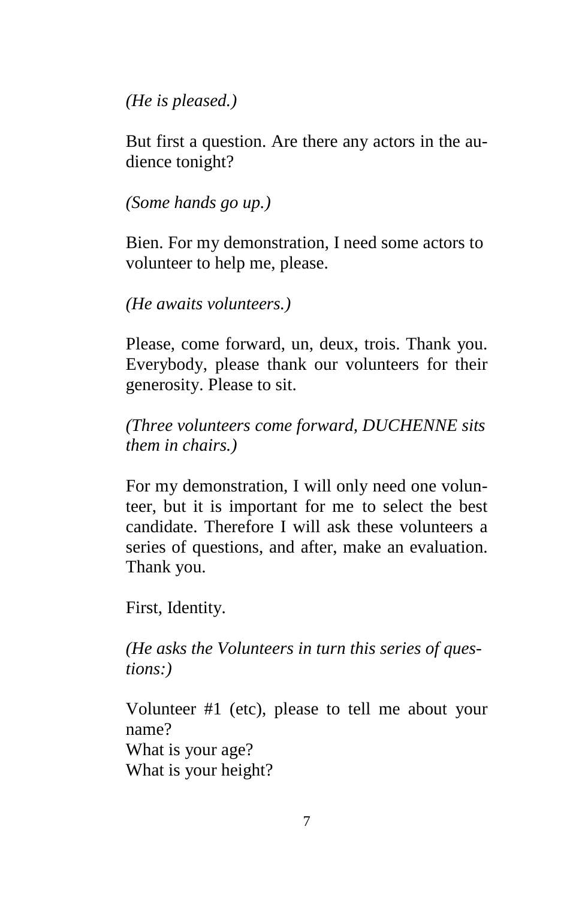*(He is pleased.)*

But first a question. Are there any actors in the audience tonight?

*(Some hands go up.)*

Bien. For my demonstration, I need some actors to volunteer to help me, please.

*(He awaits volunteers.)*

Please, come forward, un, deux, trois. Thank you. Everybody, please thank our volunteers for their generosity. Please to sit.

*(Three volunteers come forward, DUCHENNE sits them in chairs.)*

For my demonstration, I will only need one volunteer, but it is important for me to select the best candidate. Therefore I will ask these volunteers a series of questions, and after, make an evaluation. Thank you.

First, Identity.

*(He asks the Volunteers in turn this series of questions:)*

Volunteer #1 (etc), please to tell me about your name?
What is your age?
What is your height?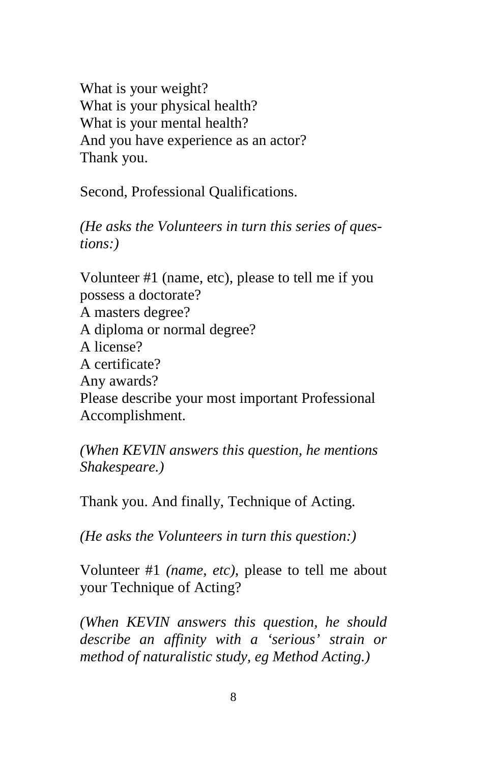What is your weight?
What is your physical health?
What is your mental health?
And you have experience as an actor?
Thank you.

Second, Professional Qualifications.

*(He asks the Volunteers in turn this series of questions:)*

Volunteer #1 (name, etc), please to tell me if you possess a doctorate?
A masters degree?
A diploma or normal degree?
A license?
A certificate?
Any awards?
Please describe your most important Professional Accomplishment.

*(When KEVIN answers this question, he mentions Shakespeare.)*

Thank you. And finally, Technique of Acting.

*(He asks the Volunteers in turn this question:)*

Volunteer #1 *(name, etc)*, please to tell me about your Technique of Acting?

*(When KEVIN answers this question, he should describe an affinity with a 'serious' strain or method of naturalistic study, eg Method Acting.)*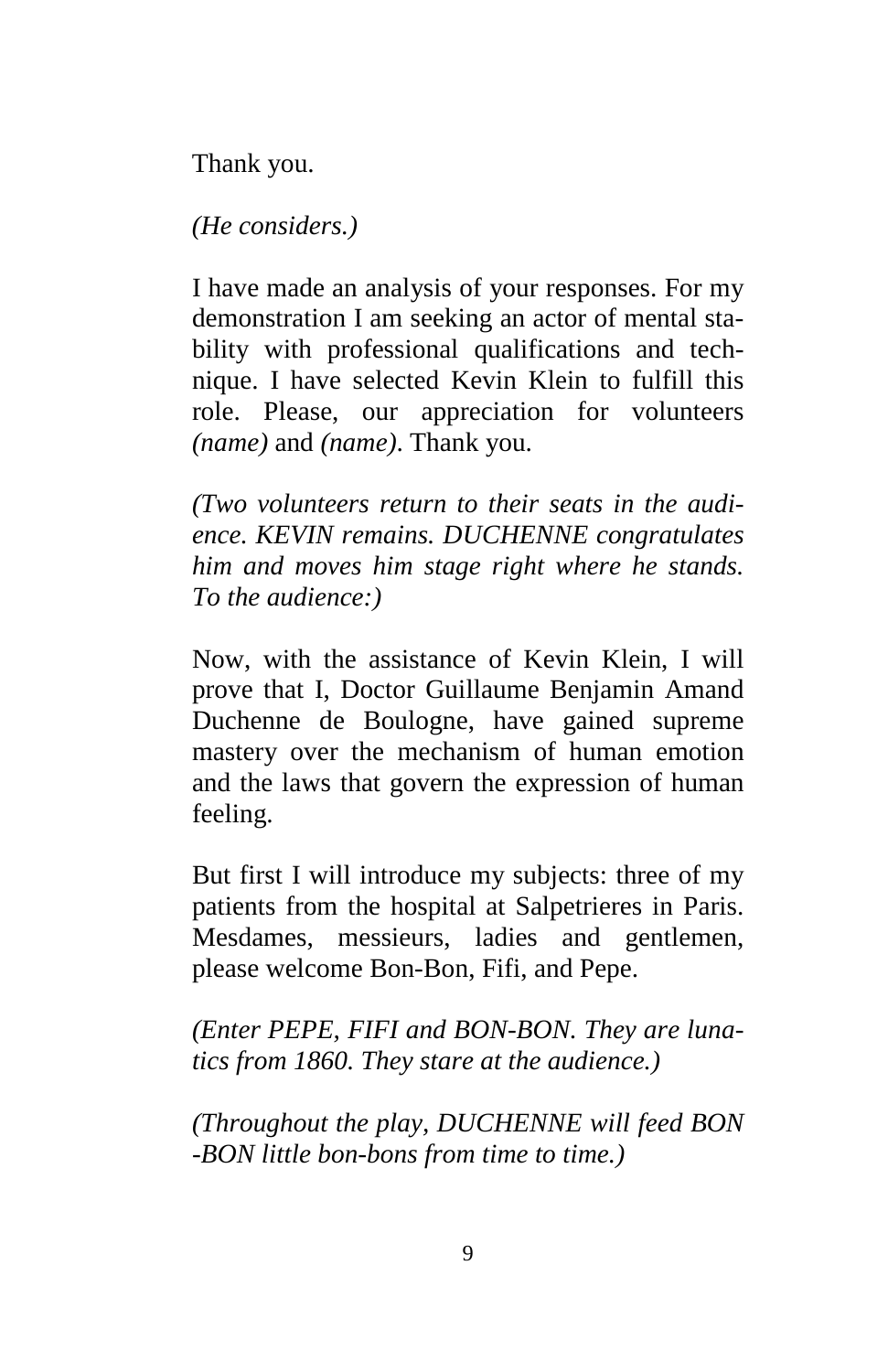Thank you.

*(He considers.)*

I have made an analysis of your responses. For my demonstration I am seeking an actor of mental stability with professional qualifications and technique. I have selected Kevin Klein to fulfill this role. Please, our appreciation for volunteers *(name)* and *(name)*. Thank you.

*(Two volunteers return to their seats in the audience. KEVIN remains. DUCHENNE congratulates him and moves him stage right where he stands. To the audience:)*

Now, with the assistance of Kevin Klein, I will prove that I, Doctor Guillaume Benjamin Amand Duchenne de Boulogne, have gained supreme mastery over the mechanism of human emotion and the laws that govern the expression of human feeling.

But first I will introduce my subjects: three of my patients from the hospital at Salpetrieres in Paris. Mesdames, messieurs, ladies and gentlemen, please welcome Bon-Bon, Fifi, and Pepe.

*(Enter PEPE, FIFI and BON-BON. They are lunatics from 1860. They stare at the audience.)*

*(Throughout the play, DUCHENNE will feed BON-BON little bon-bons from time to time.)*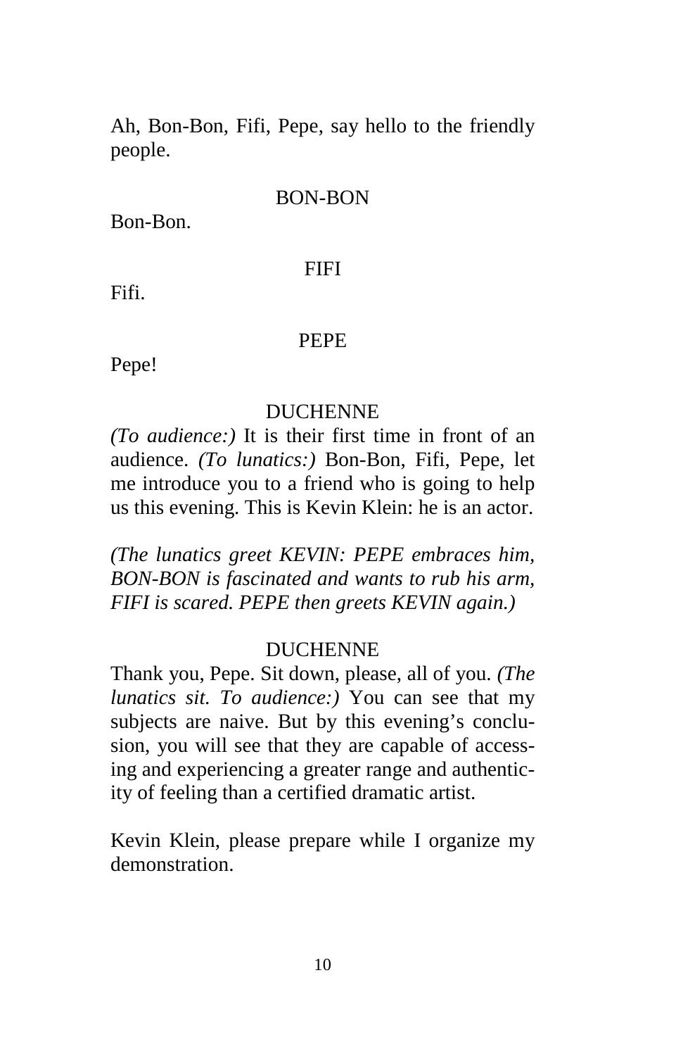Ah, Bon-Bon, Fifi, Pepe, say hello to the friendly people.

BON-BON

Bon-Bon.

FIFI

Fifi.

PEPE

Pepe!

DUCHENNE

*(To audience:)* It is their first time in front of an audience. *(To lunatics:)* Bon-Bon, Fifi, Pepe, let me introduce you to a friend who is going to help us this evening. This is Kevin Klein: he is an actor.

*(The lunatics greet KEVIN: PEPE embraces him, BON-BON is fascinated and wants to rub his arm, FIFI is scared. PEPE then greets KEVIN again.)*

DUCHENNE

Thank you, Pepe. Sit down, please, all of you. *(The lunatics sit. To audience:)* You can see that my subjects are naive. But by this evening's conclusion, you will see that they are capable of accessing and experiencing a greater range and authenticity of feeling than a certified dramatic artist.

Kevin Klein, please prepare while I organize my demonstration.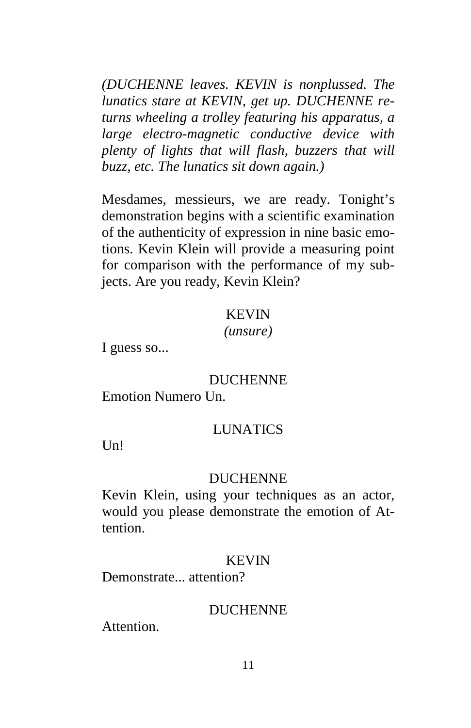*(DUCHENNE leaves. KEVIN is nonplussed. The lunatics stare at KEVIN, get up. DUCHENNE returns wheeling a trolley featuring his apparatus, a large electro-magnetic conductive device with plenty of lights that will flash, buzzers that will buzz, etc. The lunatics sit down again.)*

Mesdames, messieurs, we are ready. Tonight's demonstration begins with a scientific examination of the authenticity of expression in nine basic emotions. Kevin Klein will provide a measuring point for comparison with the performance of my subjects. Are you ready, Kevin Klein?

KEVIN
*(unsure)*

I guess so...

DUCHENNE

Emotion Numero Un.

LUNATICS

Un!

DUCHENNE

Kevin Klein, using your techniques as an actor, would you please demonstrate the emotion of Attention.

KEVIN

Demonstrate... attention?

DUCHENNE

Attention.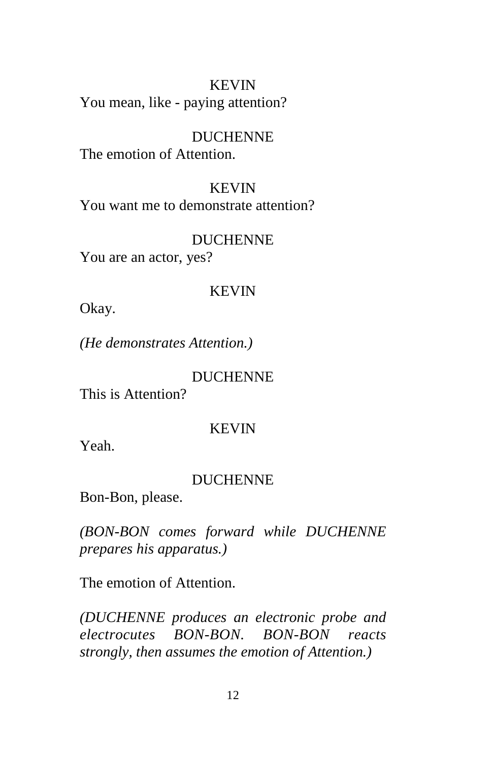KEVIN

You mean, like - paying attention?

DUCHENNE

The emotion of Attention.

KEVIN

You want me to demonstrate attention?

DUCHENNE

You are an actor, yes?

KEVIN

Okay.

*(He demonstrates Attention.)*

DUCHENNE

This is Attention?

KEVIN

Yeah.

DUCHENNE

Bon-Bon, please.

*(BON-BON comes forward while DUCHENNE prepares his apparatus.)*

The emotion of Attention.

*(DUCHENNE produces an electronic probe and electrocutes BON-BON. BON-BON reacts strongly, then assumes the emotion of Attention.)*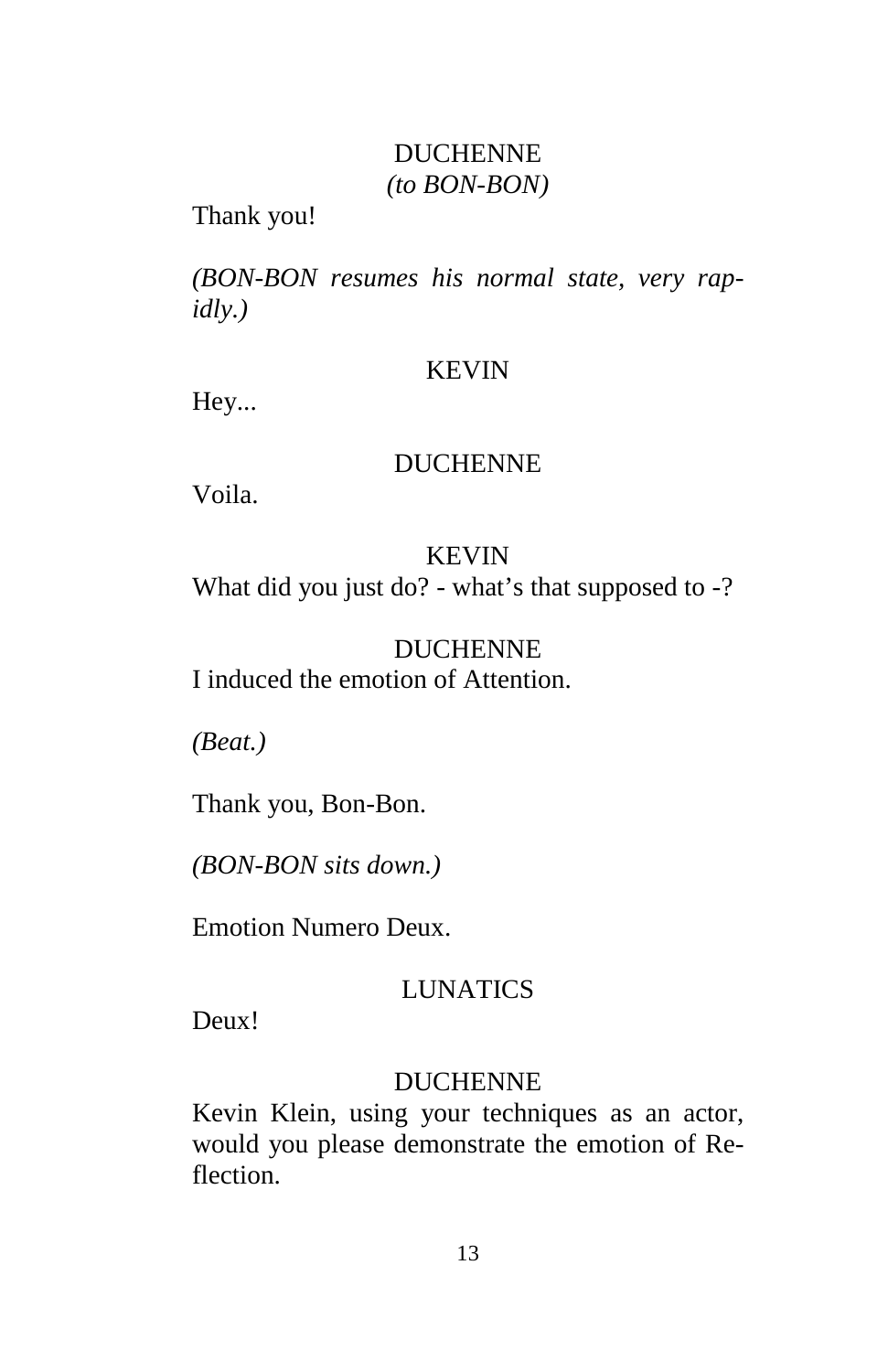DUCHENNE
*(to BON-BON)*

Thank you!

*(BON-BON resumes his normal state, very rapidly.)*

KEVIN

Hey...

DUCHENNE

Voila.

KEVIN

What did you just do? - what's that supposed to -?

DUCHENNE

I induced the emotion of Attention.

*(Beat.)*

Thank you, Bon-Bon.

*(BON-BON sits down.)*

Emotion Numero Deux.

LUNATICS

Deux!

DUCHENNE

Kevin Klein, using your techniques as an actor, would you please demonstrate the emotion of Reflection.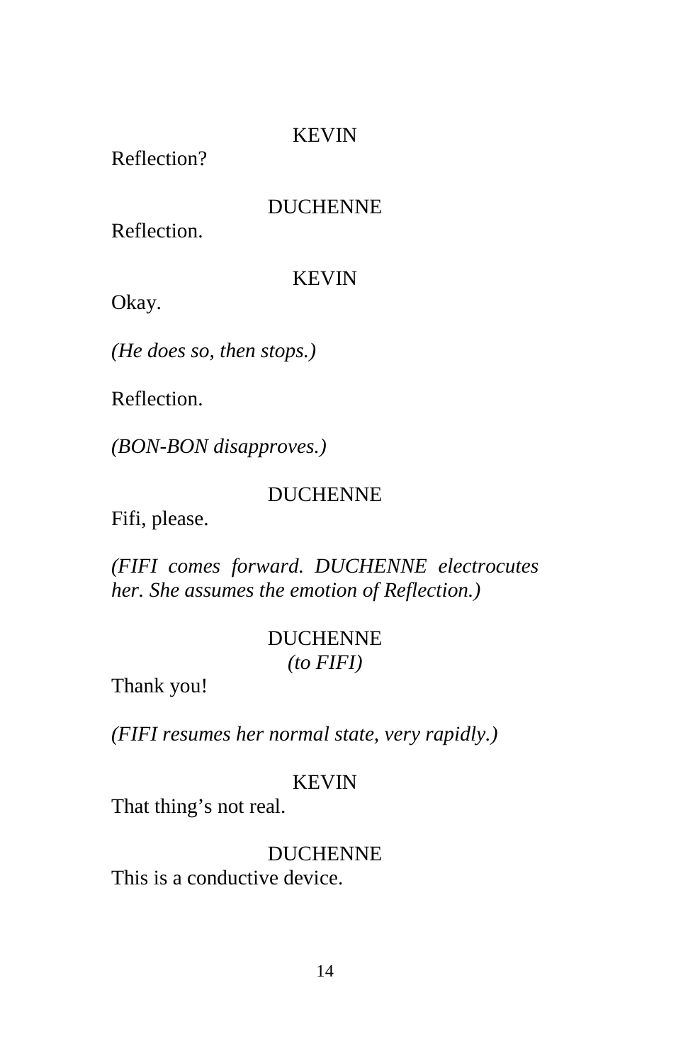KEVIN

Reflection?

DUCHENNE

Reflection.

KEVIN

Okay.

*(He does so, then stops.)*

Reflection.

*(BON-BON disapproves.)*

DUCHENNE

Fifi, please.

*(FIFI comes forward. DUCHENNE electrocutes her. She assumes the emotion of Reflection.)*

DUCHENNE
*(to FIFI)*

Thank you!

*(FIFI resumes her normal state, very rapidly.)*

KEVIN

That thing's not real.

DUCHENNE

This is a conductive device.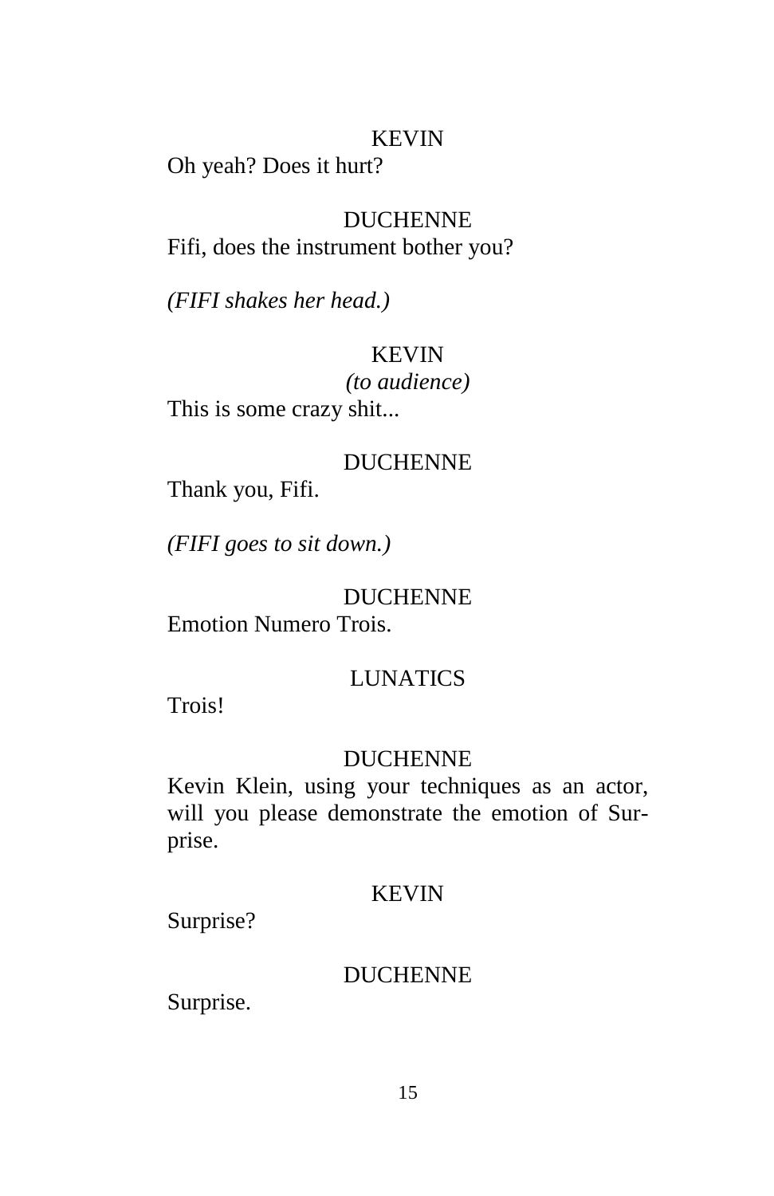KEVIN

Oh yeah? Does it hurt?

DUCHENNE

Fifi, does the instrument bother you?

*(FIFI shakes her head.)*

KEVIN

*(to audience)*

This is some crazy shit...

DUCHENNE

Thank you, Fifi.

*(FIFI goes to sit down.)*

DUCHENNE

Emotion Numero Trois.

LUNATICS

Trois!

DUCHENNE

Kevin Klein, using your techniques as an actor, will you please demonstrate the emotion of Surprise.

KEVIN

Surprise?

DUCHENNE

Surprise.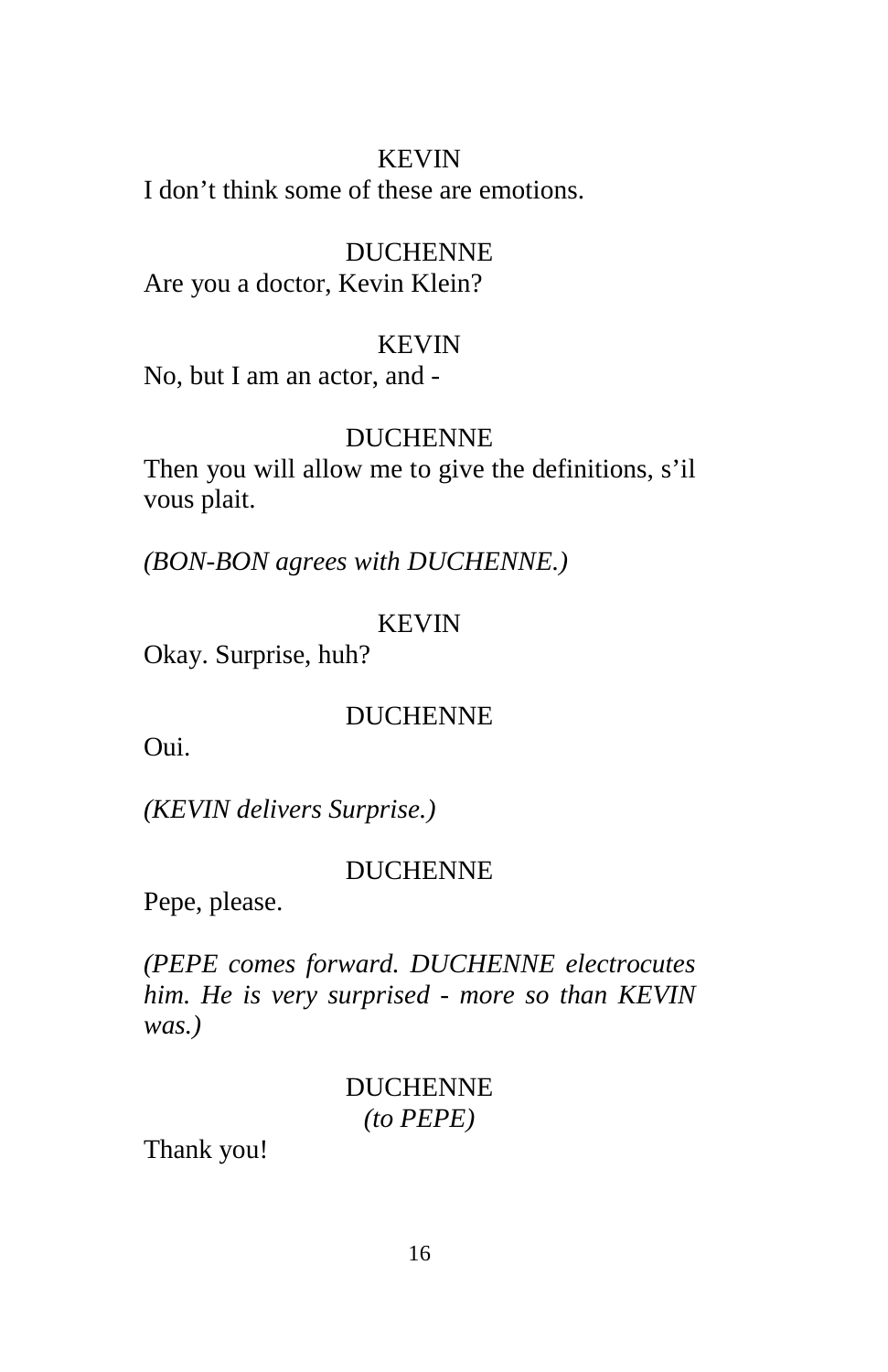KEVIN

I don't think some of these are emotions.

DUCHENNE

Are you a doctor, Kevin Klein?

KEVIN

No, but I am an actor, and -

DUCHENNE

Then you will allow me to give the definitions, s'il vous plait.

*(BON-BON agrees with DUCHENNE.)*

KEVIN

Okay. Surprise, huh?

DUCHENNE

Oui.

*(KEVIN delivers Surprise.)*

DUCHENNE

Pepe, please.

*(PEPE comes forward. DUCHENNE electrocutes him. He is very surprised - more so than KEVIN was.)*

DUCHENNE
*(to PEPE)*

Thank you!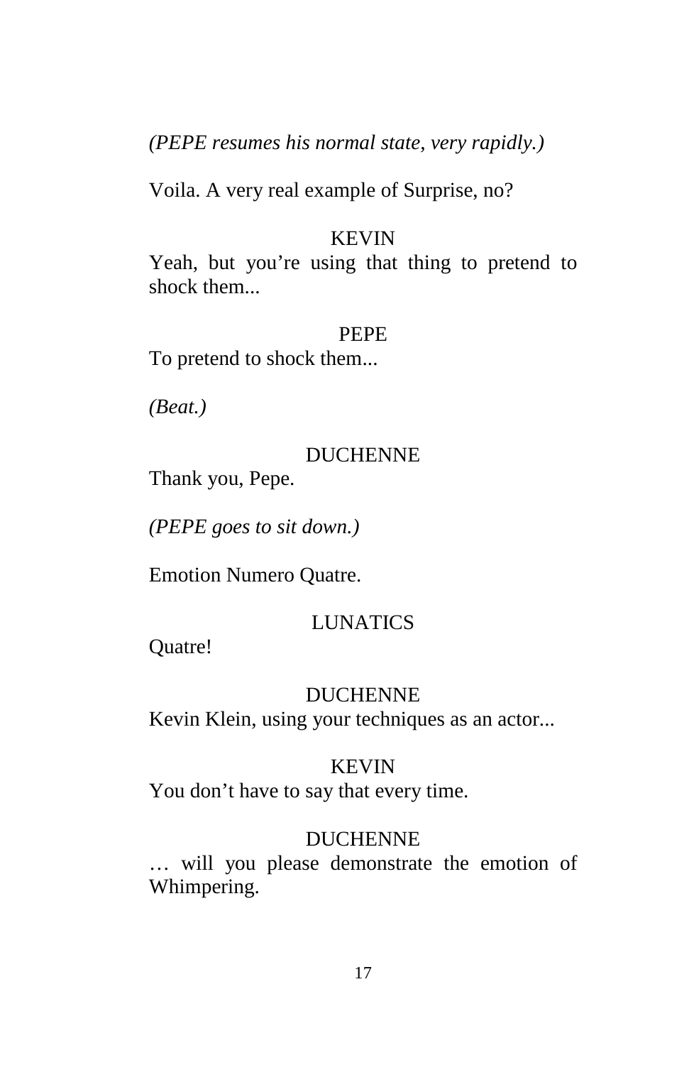*(PEPE resumes his normal state, very rapidly.)*

Voila. A very real example of Surprise, no?

KEVIN
Yeah, but you're using that thing to pretend to shock them...

PEPE
To pretend to shock them...

*(Beat.)*

DUCHENNE
Thank you, Pepe.

*(PEPE goes to sit down.)*

Emotion Numero Quatre.

LUNATICS
Quatre!

DUCHENNE
Kevin Klein, using your techniques as an actor...

KEVIN
You don't have to say that every time.

DUCHENNE
… will you please demonstrate the emotion of Whimpering.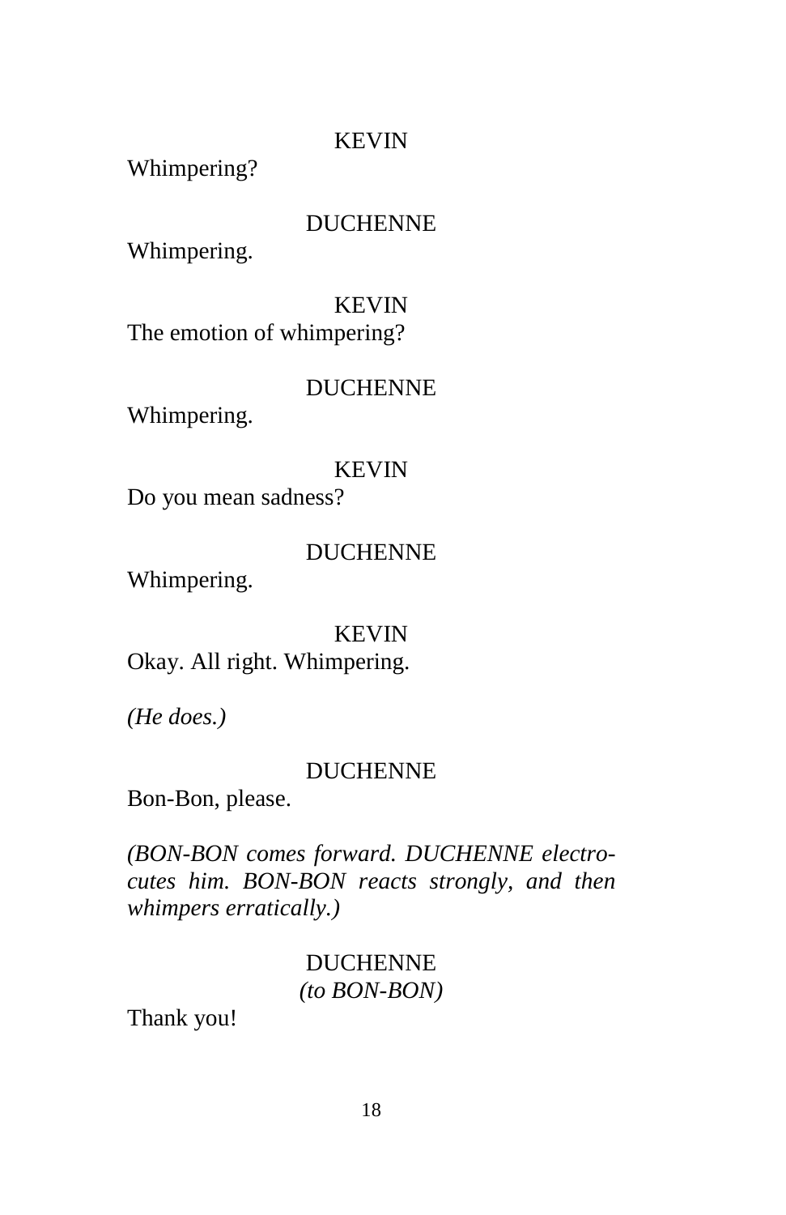KEVIN

Whimpering?

DUCHENNE

Whimpering.

KEVIN

The emotion of whimpering?

DUCHENNE

Whimpering.

KEVIN

Do you mean sadness?

DUCHENNE

Whimpering.

KEVIN

Okay. All right. Whimpering.

*(He does.)*

DUCHENNE

Bon-Bon, please.

*(BON-BON comes forward. DUCHENNE electrocutes him. BON-BON reacts strongly, and then whimpers erratically.)*

DUCHENNE
*(to BON-BON)*

Thank you!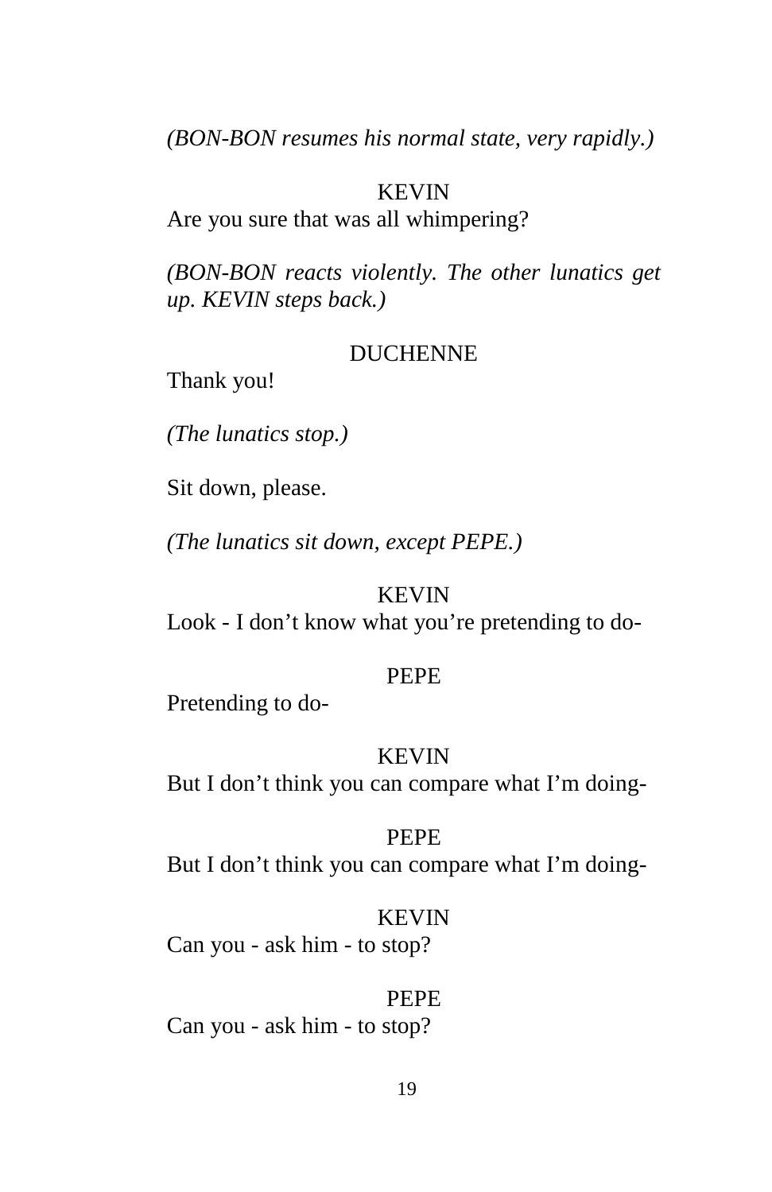*(BON-BON resumes his normal state, very rapidly.)*

KEVIN

Are you sure that was all whimpering?

*(BON-BON reacts violently. The other lunatics get up. KEVIN steps back.)*

DUCHENNE

Thank you!

*(The lunatics stop.)*

Sit down, please.

*(The lunatics sit down, except PEPE.)*

KEVIN

Look - I don't know what you're pretending to do-

PEPE

Pretending to do-

KEVIN

But I don't think you can compare what I'm doing-

PEPE

But I don't think you can compare what I'm doing-

KEVIN

Can you - ask him - to stop?

PEPE

Can you - ask him - to stop?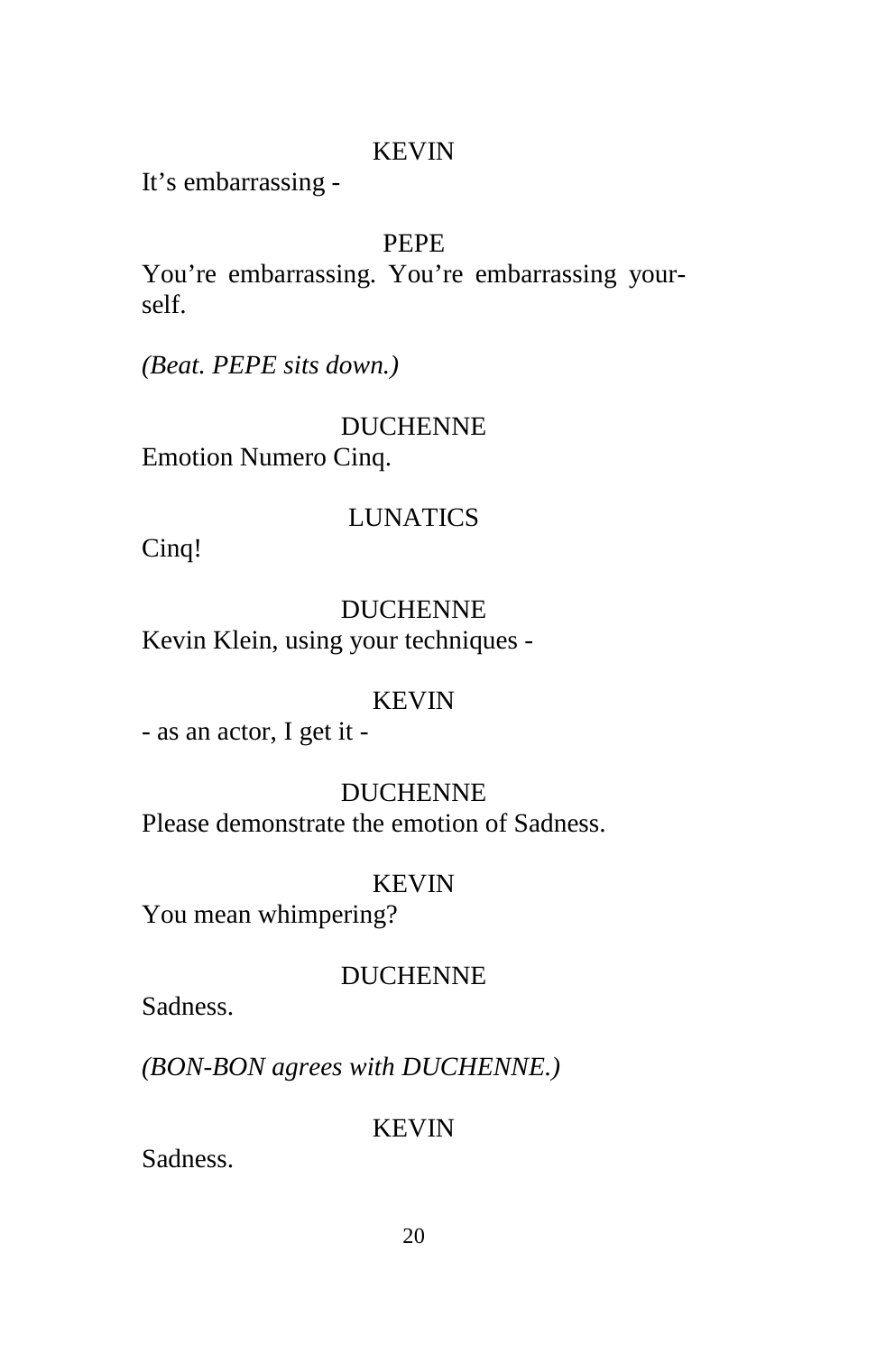KEVIN

It's embarrassing -

PEPE

You're embarrassing. You're embarrassing yourself.

*(Beat. PEPE sits down.)*

DUCHENNE

Emotion Numero Cinq.

LUNATICS

Cinq!

DUCHENNE

Kevin Klein, using your techniques -

KEVIN

- as an actor, I get it -

DUCHENNE

Please demonstrate the emotion of Sadness.

KEVIN

You mean whimpering?

DUCHENNE

Sadness.

*(BON-BON agrees with DUCHENNE.)*

KEVIN

Sadness.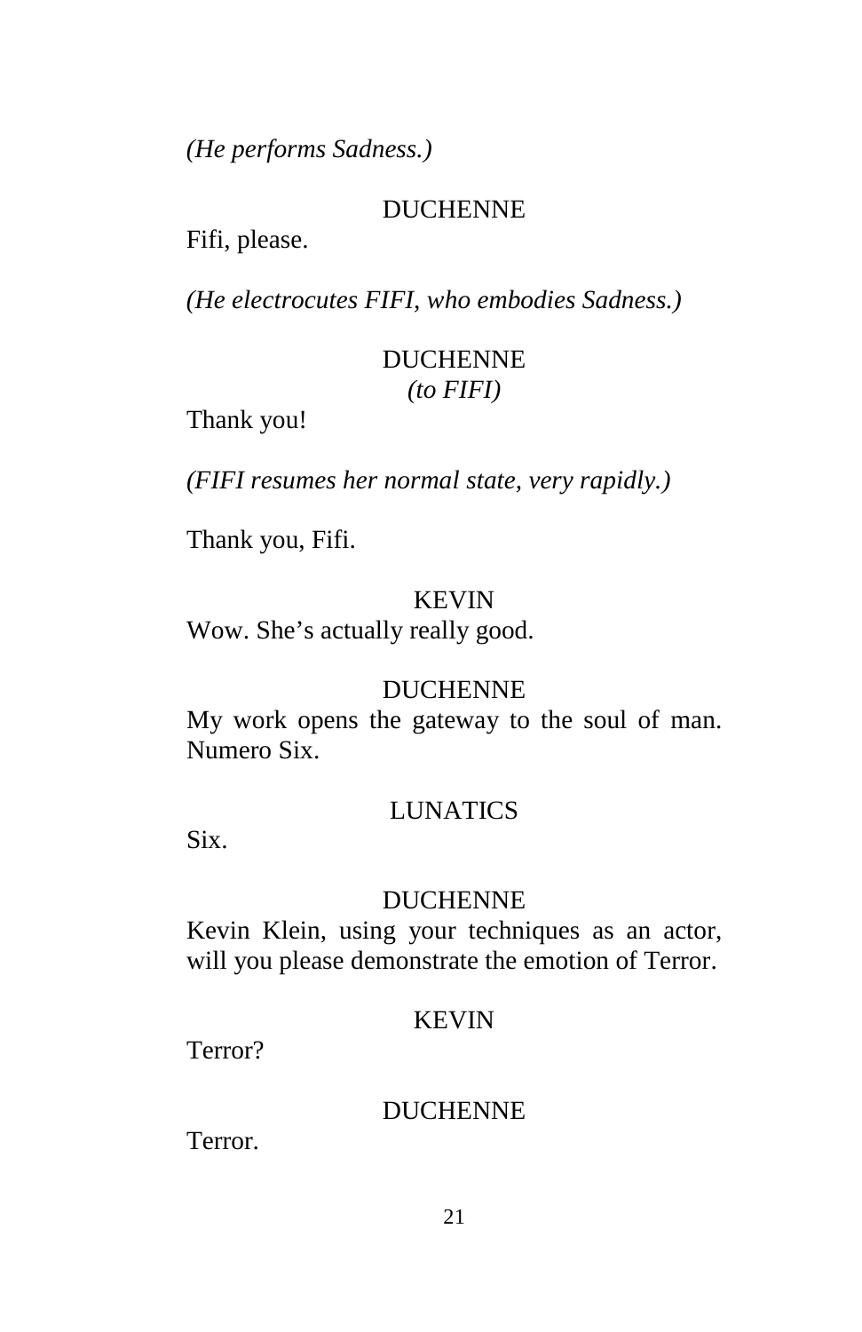*(He performs Sadness.)*

DUCHENNE

Fifi, please.

*(He electrocutes FIFI, who embodies Sadness.)*

DUCHENNE
*(to FIFI)*

Thank you!

*(FIFI resumes her normal state, very rapidly.)*

Thank you, Fifi.

KEVIN

Wow. She's actually really good.

DUCHENNE

My work opens the gateway to the soul of man. Numero Six.

LUNATICS

Six.

DUCHENNE

Kevin Klein, using your techniques as an actor, will you please demonstrate the emotion of Terror.

KEVIN

Terror?

DUCHENNE

Terror.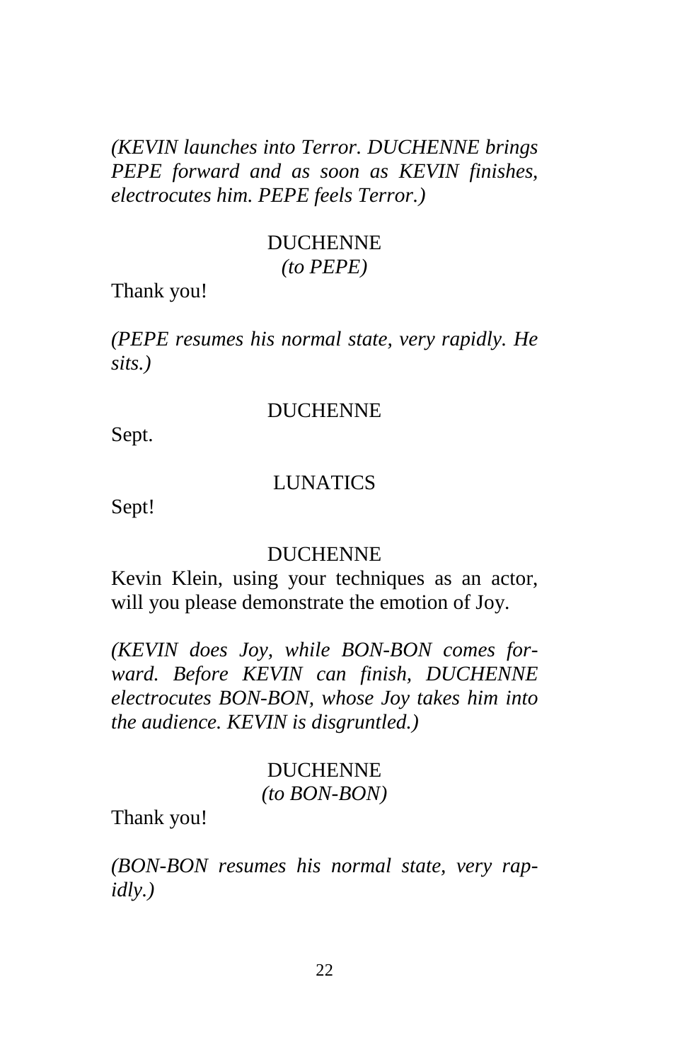*(KEVIN launches into Terror. DUCHENNE brings PEPE forward and as soon as KEVIN finishes, electrocutes him. PEPE feels Terror.)*

DUCHENNE
*(to PEPE)*

Thank you!

*(PEPE resumes his normal state, very rapidly. He sits.)*

DUCHENNE

Sept.

LUNATICS

Sept!

DUCHENNE

Kevin Klein, using your techniques as an actor, will you please demonstrate the emotion of Joy.

*(KEVIN does Joy, while BON-BON comes forward. Before KEVIN can finish, DUCHENNE electrocutes BON-BON, whose Joy takes him into the audience. KEVIN is disgruntled.)*

DUCHENNE
*(to BON-BON)*

Thank you!

*(BON-BON resumes his normal state, very rapidly.)*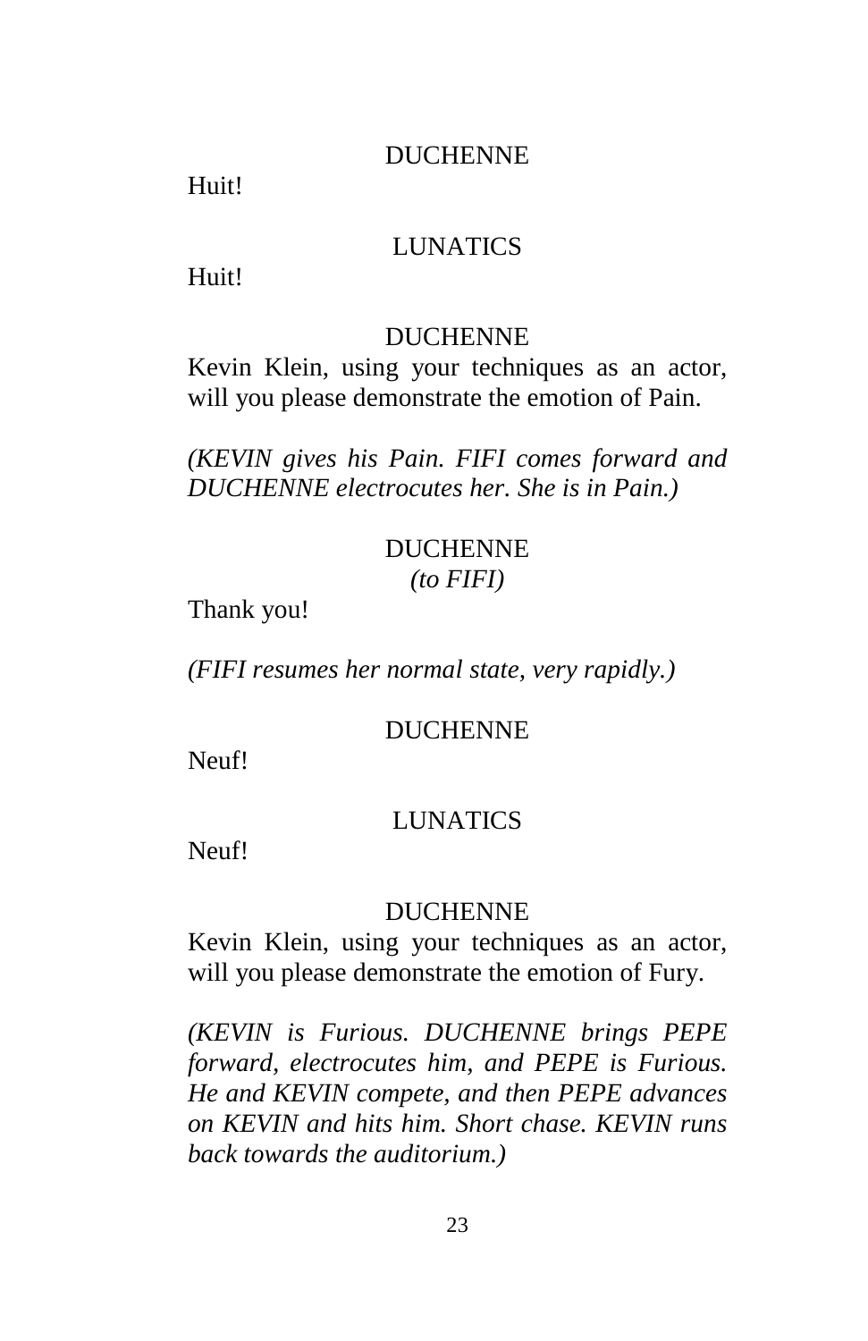DUCHENNE

Huit!

LUNATICS

Huit!

DUCHENNE

Kevin Klein, using your techniques as an actor, will you please demonstrate the emotion of Pain.

*(KEVIN gives his Pain. FIFI comes forward and DUCHENNE electrocutes her. She is in Pain.)*

DUCHENNE
*(to FIFI)*

Thank you!

*(FIFI resumes her normal state, very rapidly.)*

DUCHENNE

Neuf!

LUNATICS

Neuf!

DUCHENNE

Kevin Klein, using your techniques as an actor, will you please demonstrate the emotion of Fury.

*(KEVIN is Furious. DUCHENNE brings PEPE forward, electrocutes him, and PEPE is Furious. He and KEVIN compete, and then PEPE advances on KEVIN and hits him. Short chase. KEVIN runs back towards the auditorium.)*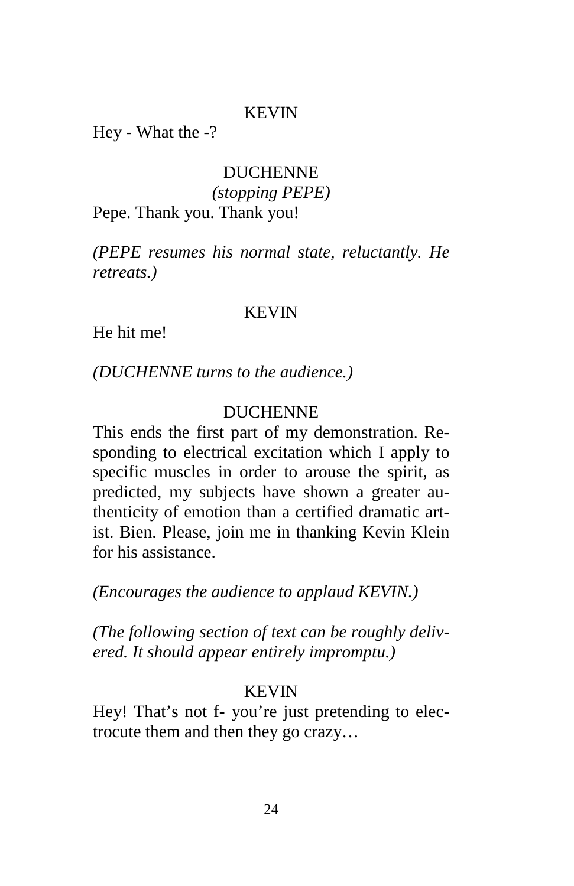KEVIN

Hey - What the -?

DUCHENNE

*(stopping PEPE)*

Pepe. Thank you. Thank you!

*(PEPE resumes his normal state, reluctantly. He retreats.)*

KEVIN

He hit me!

*(DUCHENNE turns to the audience.)*

DUCHENNE

This ends the first part of my demonstration. Responding to electrical excitation which I apply to specific muscles in order to arouse the spirit, as predicted, my subjects have shown a greater authenticity of emotion than a certified dramatic artist. Bien. Please, join me in thanking Kevin Klein for his assistance.

*(Encourages the audience to applaud KEVIN.)*

*(The following section of text can be roughly delivered. It should appear entirely impromptu.)*

KEVIN

Hey! That's not f- you're just pretending to electrocute them and then they go crazy…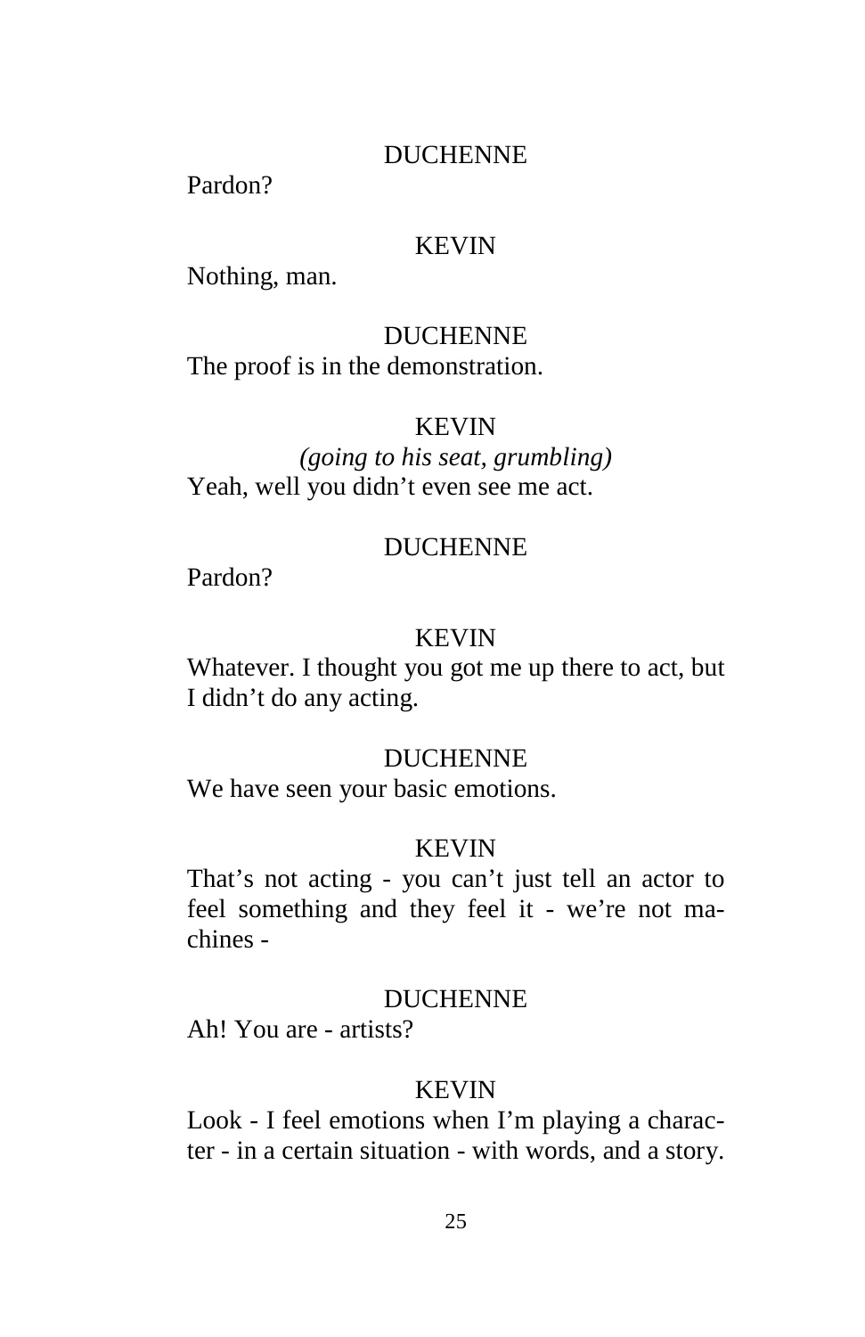DUCHENNE

Pardon?

KEVIN

Nothing, man.

DUCHENNE

The proof is in the demonstration.

KEVIN

*(going to his seat, grumbling)*

Yeah, well you didn't even see me act.

DUCHENNE

Pardon?

KEVIN

Whatever. I thought you got me up there to act, but I didn't do any acting.

DUCHENNE

We have seen your basic emotions.

KEVIN

That's not acting - you can't just tell an actor to feel something and they feel it - we're not machines -

DUCHENNE

Ah! You are - artists?

KEVIN

Look - I feel emotions when I'm playing a character - in a certain situation - with words, and a story.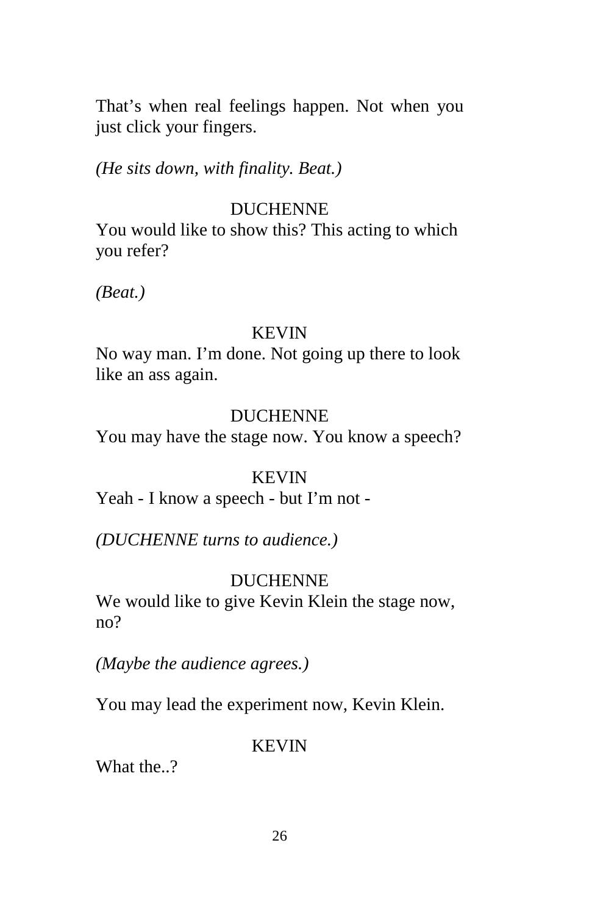That’s when real feelings happen. Not when you just click your fingers.

*(He sits down, with finality. Beat.)*

DUCHENNE
You would like to show this? This acting to which you refer?

*(Beat.)*

KEVIN
No way man. I’m done. Not going up there to look like an ass again.

DUCHENNE
You may have the stage now. You know a speech?

KEVIN
Yeah - I know a speech - but I’m not -

*(DUCHENNE turns to audience.)*

DUCHENNE
We would like to give Kevin Klein the stage now, no?

*(Maybe the audience agrees.)*

You may lead the experiment now, Kevin Klein.

KEVIN
What the..?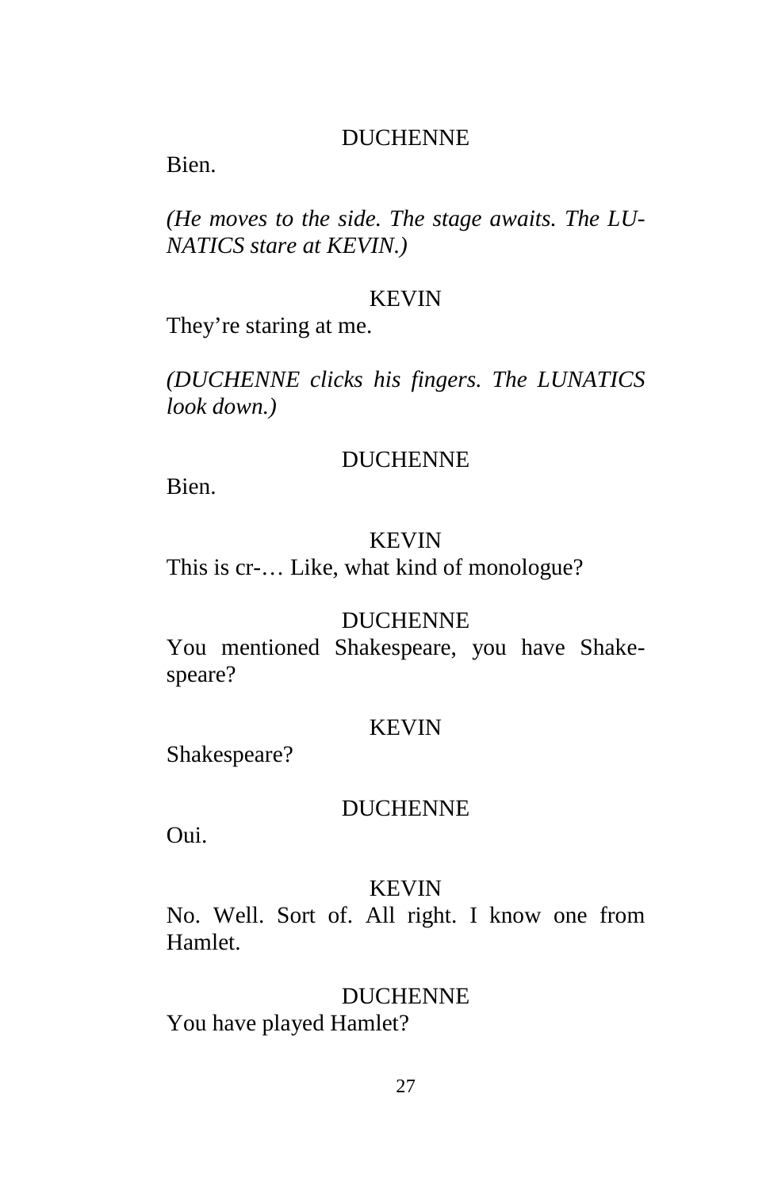DUCHENNE

Bien.

*(He moves to the side. The stage awaits. The LUNATICS stare at KEVIN.)*

KEVIN

They're staring at me.

*(DUCHENNE clicks his fingers. The LUNATICS look down.)*

DUCHENNE

Bien.

KEVIN

This is cr-… Like, what kind of monologue?

DUCHENNE

You mentioned Shakespeare, you have Shakespeare?

KEVIN

Shakespeare?

DUCHENNE

Oui.

KEVIN

No. Well. Sort of. All right. I know one from Hamlet.

DUCHENNE

You have played Hamlet?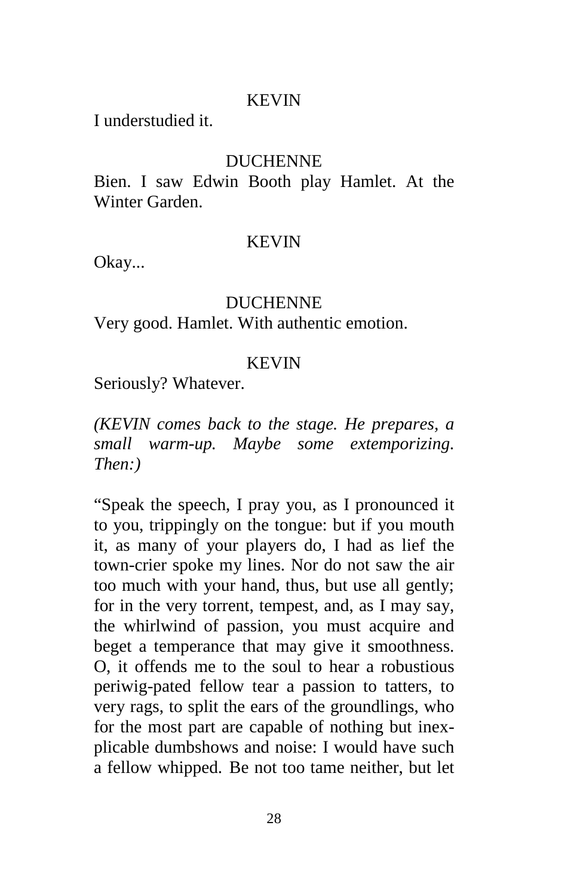KEVIN

I understudied it.

DUCHENNE

Bien. I saw Edwin Booth play Hamlet. At the Winter Garden.

KEVIN

Okay...

DUCHENNE

Very good. Hamlet. With authentic emotion.

KEVIN

Seriously? Whatever.

*(KEVIN comes back to the stage. He prepares, a small warm-up. Maybe some extemporizing. Then:)*

“Speak the speech, I pray you, as I pronounced it to you, trippingly on the tongue: but if you mouth it, as many of your players do, I had as lief the town-crier spoke my lines. Nor do not saw the air too much with your hand, thus, but use all gently; for in the very torrent, tempest, and, as I may say, the whirlwind of passion, you must acquire and beget a temperance that may give it smoothness. O, it offends me to the soul to hear a robustious periwig-pated fellow tear a passion to tatters, to very rags, to split the ears of the groundlings, who for the most part are capable of nothing but inexplicable dumbshows and noise: I would have such a fellow whipped. Be not too tame neither, but let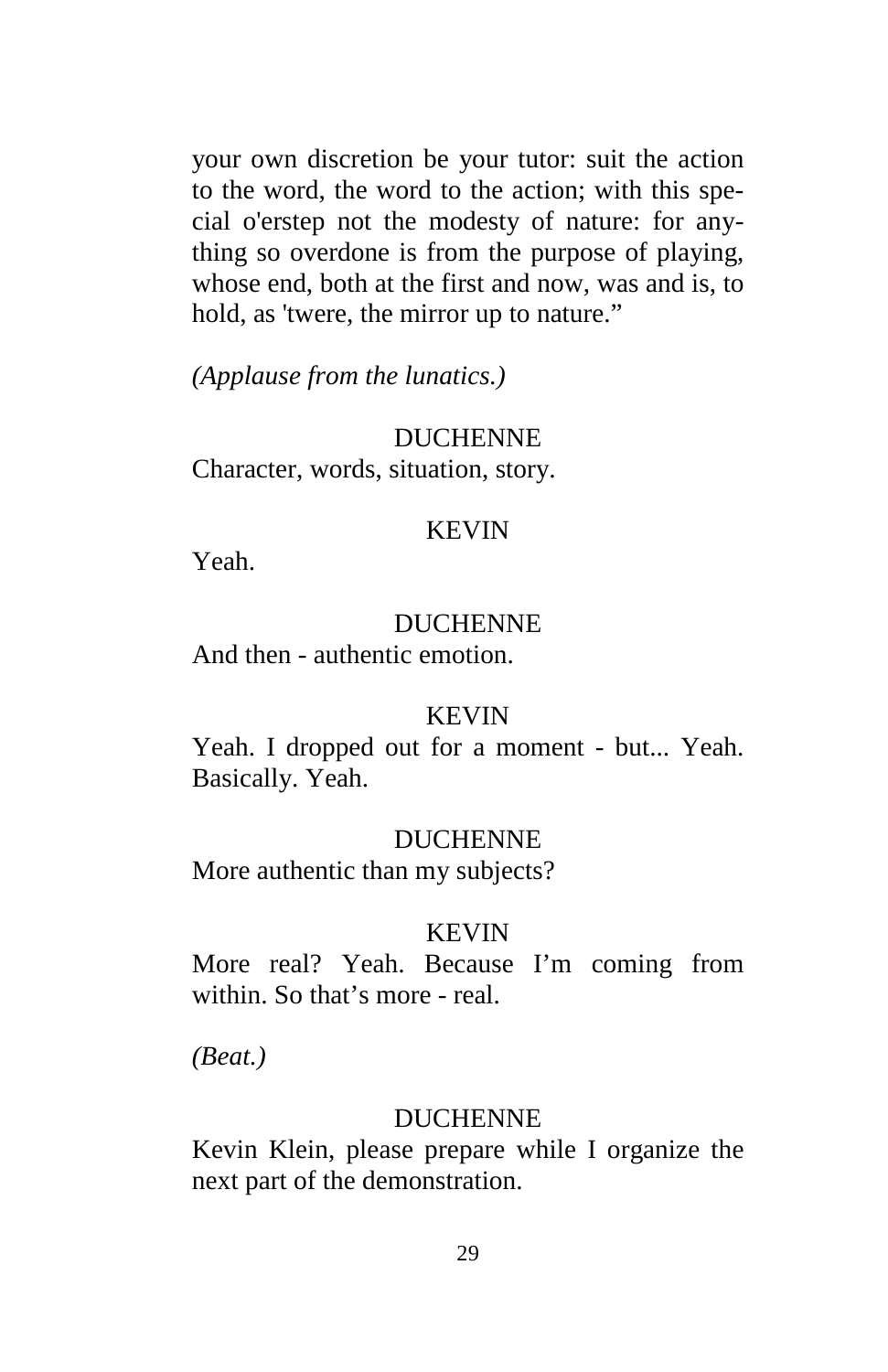your own discretion be your tutor: suit the action to the word, the word to the action; with this special o'erstep not the modesty of nature: for anything so overdone is from the purpose of playing, whose end, both at the first and now, was and is, to hold, as 'twere, the mirror up to nature."

*(Applause from the lunatics.)*

DUCHENNE
Character, words, situation, story.

KEVIN
Yeah.

DUCHENNE
And then - authentic emotion.

KEVIN
Yeah. I dropped out for a moment - but... Yeah. Basically. Yeah.

DUCHENNE
More authentic than my subjects?

KEVIN
More real? Yeah. Because I'm coming from within. So that's more - real.

*(Beat.)*

DUCHENNE
Kevin Klein, please prepare while I organize the next part of the demonstration.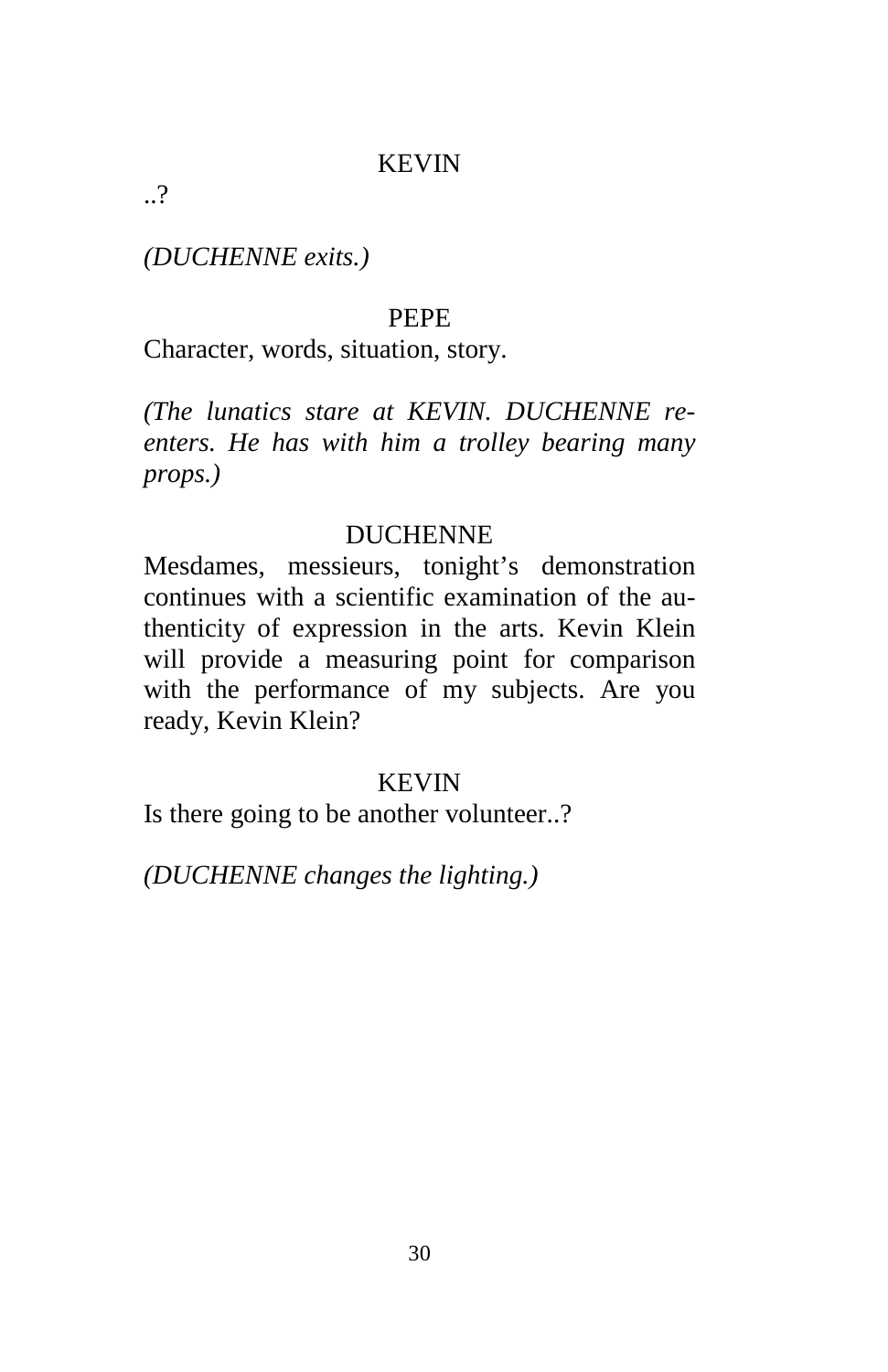KEVIN

..?

*(DUCHENNE exits.)*

PEPE

Character, words, situation, story.

*(The lunatics stare at KEVIN. DUCHENNE re-enters. He has with him a trolley bearing many props.)*

DUCHENNE

Mesdames, messieurs, tonight's demonstration continues with a scientific examination of the authenticity of expression in the arts. Kevin Klein will provide a measuring point for comparison with the performance of my subjects. Are you ready, Kevin Klein?

KEVIN

Is there going to be another volunteer..?

*(DUCHENNE changes the lighting.)*